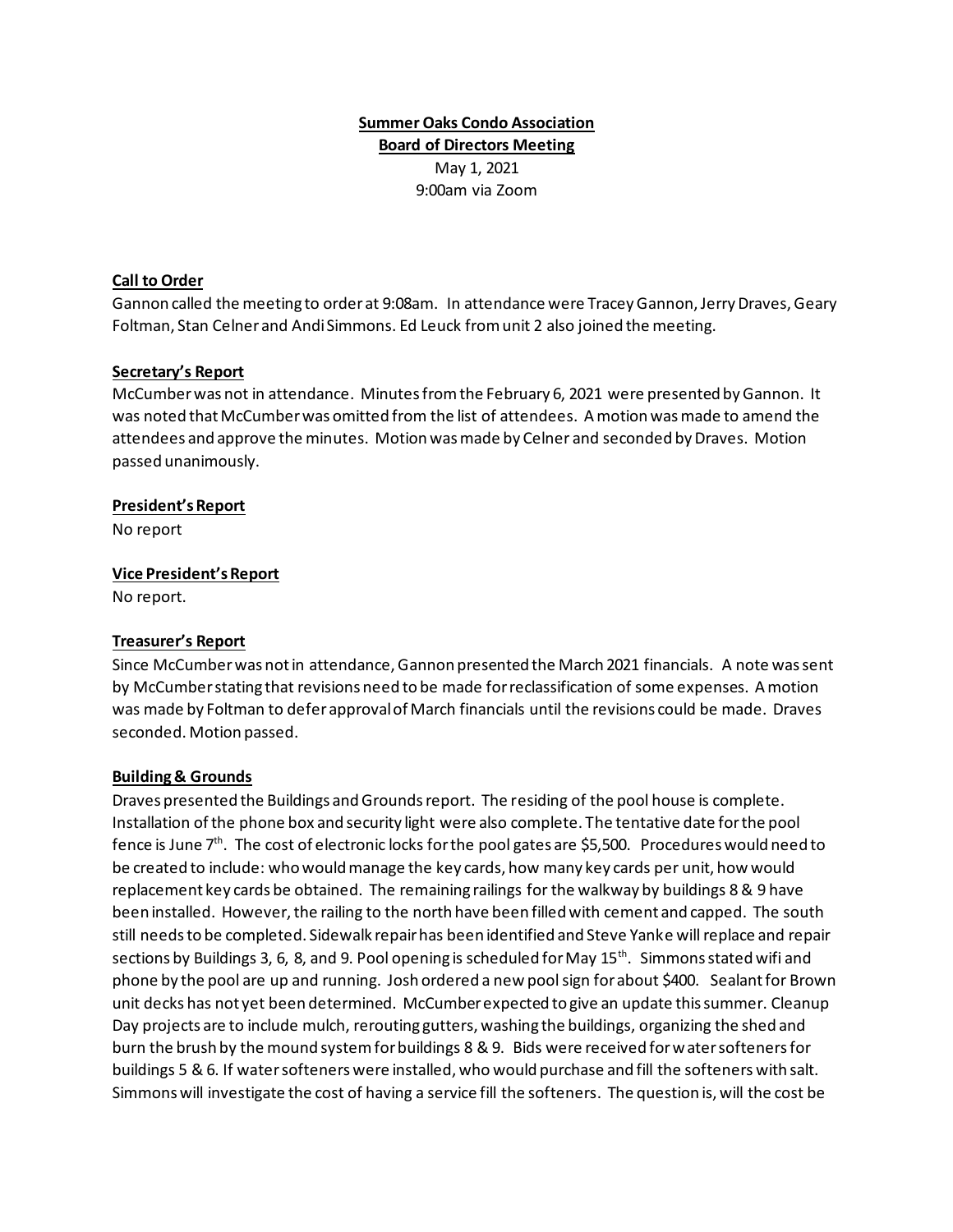**Summer Oaks Condo Association**

**Board of Directors Meeting**

May 1, 2021

9:00am via Zoom

**Call to Order**

Gannon called the meeting to order at 9:08am. In attendance were Tracey Gannon, Jerry Draves, Geary Foltman, Stan Celner and Andi Simmons. Ed Leuck from unit 2 also joined the meeting.

**Secretary's Report**

McCumber was not in attendance. Minutes from the February 6, 2021 were presented by Gannon. It was noted that McCumber was omitted from the list of attendees. A motion was made to amend the attendees and approve the minutes. Motion was made by Celner and seconded by Draves. Motion passed unanimously.

**President's Report**

No report

**Vice President's Report**

No report.

**Treasurer's Report**

Since McCumber was not in attendance, Gannon presented the March 2021 financials. A note was sent by McCumber stating that revisions need to be made for reclassification of some expenses. A motion was made by Foltman to defer approval of March financials until the revisions could be made. Draves seconded. Motion passed.

**Building & Grounds**

Draves presented the Buildings and Grounds report. The residing of the pool house is complete. Installation of the phone box and security light were also complete. The tentative date for the pool fence is June 7th. The cost of electronic locks for the pool gates are $5,500. Procedures would need to be created to include: who would manage the key cards, how many key cards per unit, how would replacement key cards be obtained. The remaining railings for the walkway by buildings 8 & 9 have been installed. However, the railing to the north have been filled with cement and capped. The south still needs to be completed. Sidewalk repair has been identified and Steve Yanke will replace and repair sections by Buildings 3, 6, 8, and 9. Pool opening is scheduled for May 15th. Simmons stated wifi and phone by the pool are up and running. Josh ordered a new pool sign for about $400. Sealant for Brown unit decks has not yet been determined. McCumber expected to give an update this summer. Cleanup Day projects are to include mulch, rerouting gutters, washing the buildings, organizing the shed and burn the brush by the mound system for buildings 8 & 9. Bids were received for water softeners for buildings 5 & 6. If water softeners were installed, who would purchase and fill the softeners with salt. Simmons will investigate the cost of having a service fill the softeners. The question is, will the cost be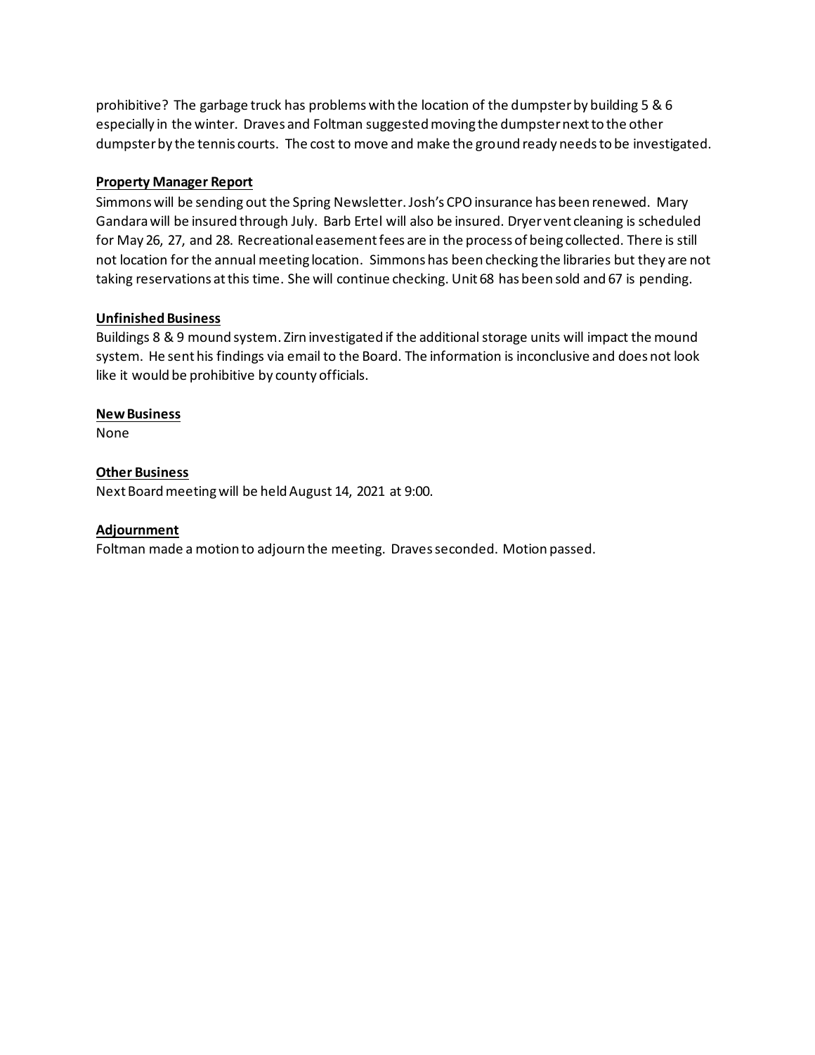prohibitive? The garbage truck has problems with the location of the dumpster by building 5 & 6 especially in the winter. Draves and Foltman suggested moving the dumpster next to the other dumpster by the tennis courts. The cost to move and make the ground ready needs to be investigated.

**Property Manager Report**

Simmons will be sending out the Spring Newsletter. Josh's CPO insurance has been renewed. Mary Gandara will be insured through July. Barb Ertel will also be insured. Dryer vent cleaning is scheduled for May 26, 27, and 28. Recreational easement fees are in the process of being collected. There is still not location for the annual meeting location. Simmons has been checking the libraries but they are not taking reservations at this time. She will continue checking. Unit 68 has been sold and 67 is pending.

**Unfinished Business**

Buildings 8 & 9 mound system. Zirn investigated if the additional storage units will impact the mound system. He sent his findings via email to the Board. The information is inconclusive and does not look like it would be prohibitive by county officials.

**New Business**

None

**Other Business**

Next Board meeting will be held August 14, 2021 at 9:00.

**Adjournment**

Foltman made a motion to adjourn the meeting. Draves seconded. Motion passed.